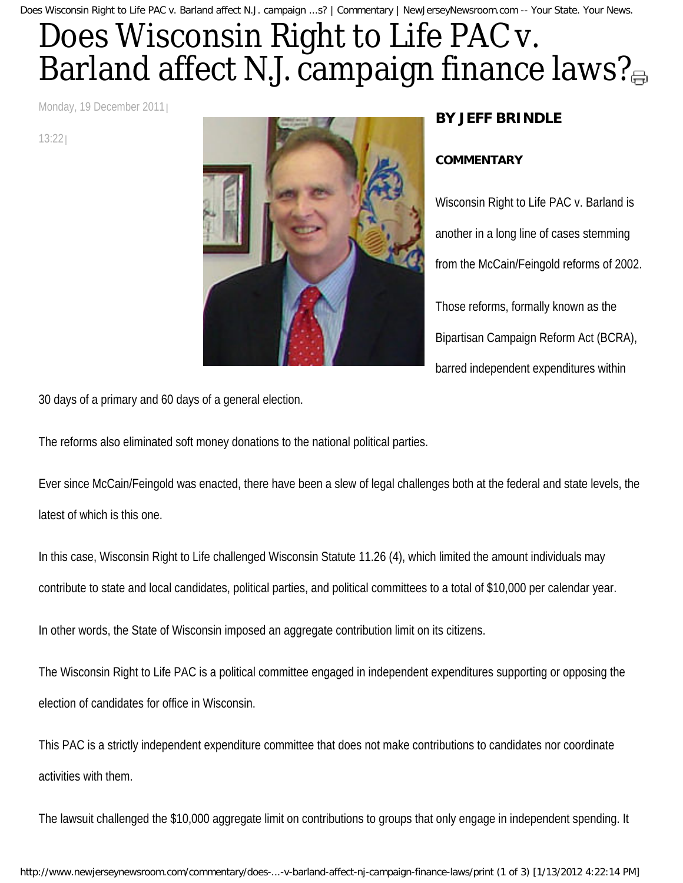# Does Wisconsin Right to Life PAC v. Barland affect N.J. campaign finance laws?

Monday, 19 December 2011

13:22

**BY JEFF BRINDLE**

**COMMENTARY**

Wisconsin Right to Life PAC v. Barland is another in a long line of cases stemming from the McCain/Feingold reforms of 2002.

Those reforms, formally known as the Bipartisan Campaign Reform Act (BCRA), barred independent expenditures within 30 days of a primary and 60 days of a general election.

The reforms also eliminated soft money donations to the national political parties.

Ever since McCain/Feingold was enacted, there have been a slew of legal challenges both at the federal and state levels, the latest of which is this one.

In this case, Wisconsin Right to Life challenged Wisconsin Statute 11.26 (4), which limited the amount individuals may contribute to state and local candidates, political parties, and political committees to a total of $10,000 per calendar year.

In other words, the State of Wisconsin imposed an aggregate contribution limit on its citizens.

The Wisconsin Right to Life PAC is a political committee engaged in independent expenditures supporting or opposing the election of candidates for office in Wisconsin.

This PAC is a strictly independent expenditure committee that does not make contributions to candidates nor coordinate activities with them.

The lawsuit challenged the $10,000 aggregate limit on contributions to groups that only engage in independent spending. It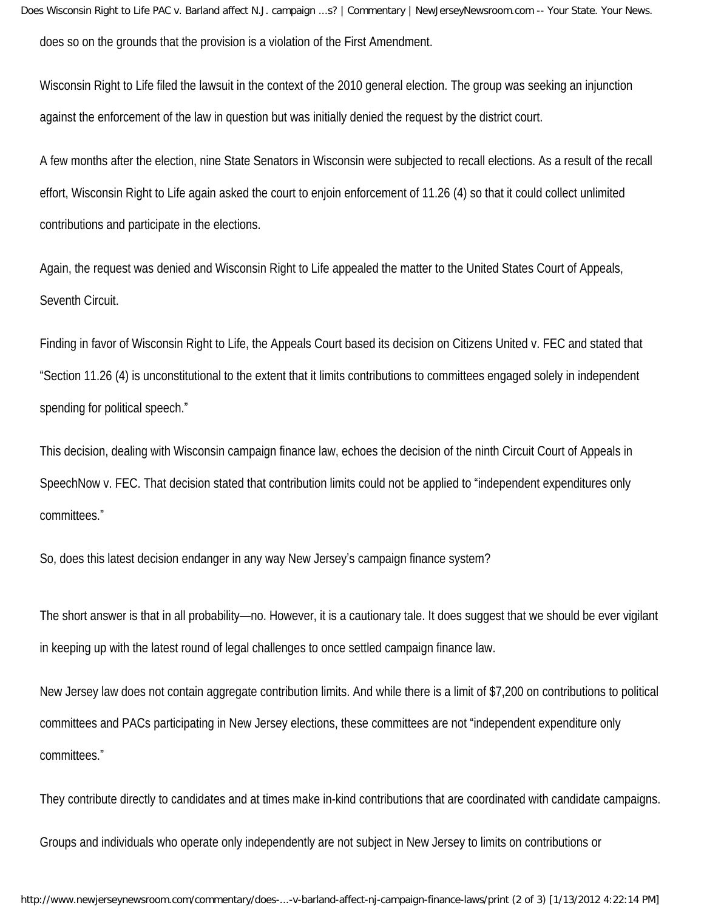does so on the grounds that the provision is a violation of the First Amendment.

Wisconsin Right to Life filed the lawsuit in the context of the 2010 general election. The group was seeking an injunction against the enforcement of the law in question but was initially denied the request by the district court.

A few months after the election, nine State Senators in Wisconsin were subjected to recall elections. As a result of the recall effort, Wisconsin Right to Life again asked the court to enjoin enforcement of 11.26 (4) so that it could collect unlimited contributions and participate in the elections.

Again, the request was denied and Wisconsin Right to Life appealed the matter to the United States Court of Appeals, Seventh Circuit.

Finding in favor of Wisconsin Right to Life, the Appeals Court based its decision on Citizens United v. FEC and stated that "Section 11.26 (4) is unconstitutional to the extent that it limits contributions to committees engaged solely in independent spending for political speech."

This decision, dealing with Wisconsin campaign finance law, echoes the decision of the ninth Circuit Court of Appeals in SpeechNow v. FEC. That decision stated that contribution limits could not be applied to "independent expenditures only committees."

So, does this latest decision endanger in any way New Jersey's campaign finance system?

The short answer is that in all probability—no. However, it is a cautionary tale. It does suggest that we should be ever vigilant in keeping up with the latest round of legal challenges to once settled campaign finance law.

New Jersey law does not contain aggregate contribution limits. And while there is a limit of $7,200 on contributions to political committees and PACs participating in New Jersey elections, these committees are not "independent expenditure only committees."

They contribute directly to candidates and at times make in-kind contributions that are coordinated with candidate campaigns.

Groups and individuals who operate only independently are not subject in New Jersey to limits on contributions or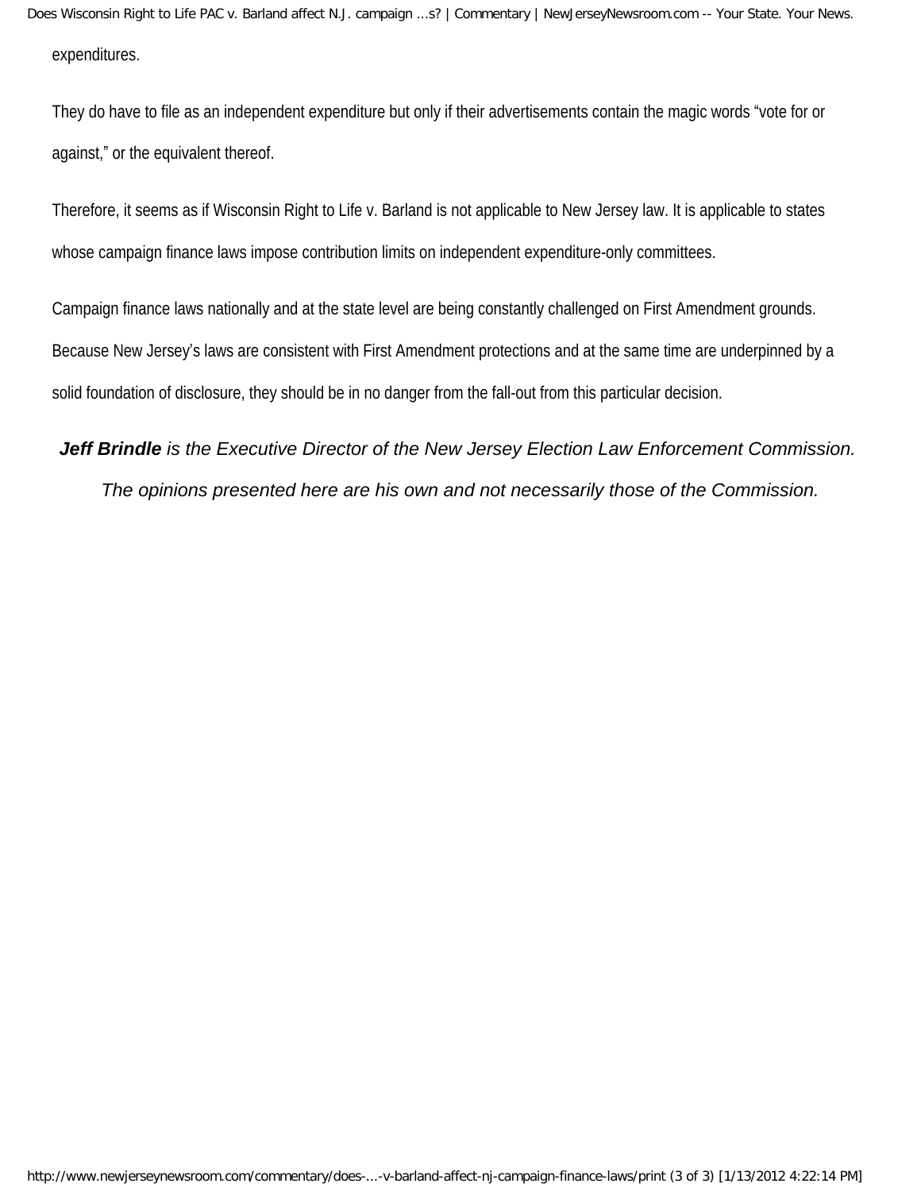expenditures.

They do have to file as an independent expenditure but only if their advertisements contain the magic words "vote for or against," or the equivalent thereof.

Therefore, it seems as if Wisconsin Right to Life v. Barland is not applicable to New Jersey law. It is applicable to states whose campaign finance laws impose contribution limits on independent expenditure-only committees.

Campaign finance laws nationally and at the state level are being constantly challenged on First Amendment grounds. Because New Jersey's laws are consistent with First Amendment protections and at the same time are underpinned by a solid foundation of disclosure, they should be in no danger from the fall-out from this particular decision.

***Jeff Brindle*** *is the Executive Director of the New Jersey Election Law Enforcement Commission. The opinions presented here are his own and not necessarily those of the Commission.*